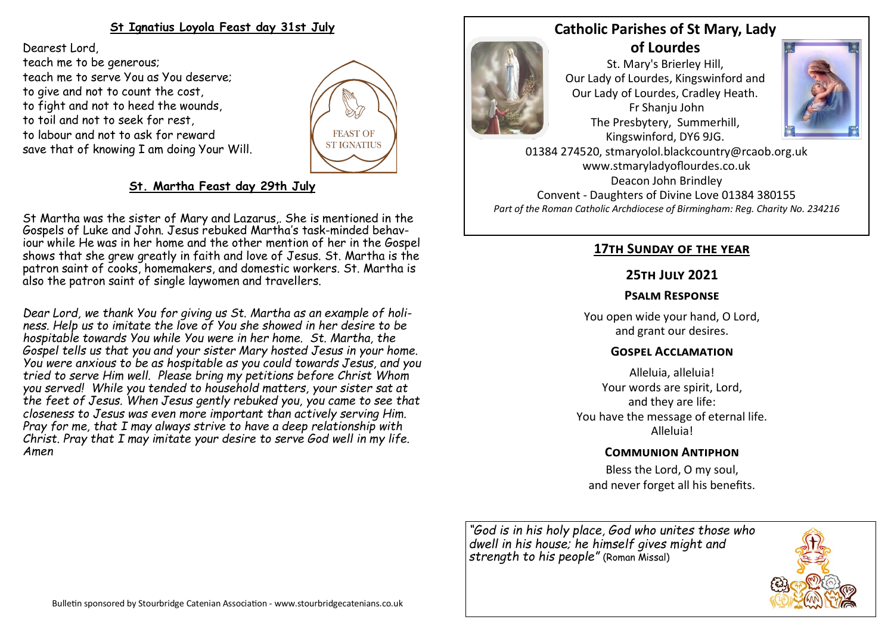## St Ignatius Loyola Feast day 31st July

Dearest Lord,
teach me to be generous;
teach me to serve You as You deserve;
to give and not to count the cost,
to fight and not to heed the wounds,
to toil and not to seek for rest,
to labour and not to ask for reward
save that of knowing I am doing Your Will.

FEAST OF ST IGNATIUS

## St. Martha Feast day 29th July

St Martha was the sister of Mary and Lazarus,. She is mentioned in the Gospels of Luke and John. Jesus rebuked Martha's task-minded behaviour while He was in her home and the other mention of her in the Gospel shows that she grew greatly in faith and love of Jesus. St. Martha is the patron saint of cooks, homemakers, and domestic workers. St. Martha is also the patron saint of single laywomen and travellers.

*Dear Lord, we thank You for giving us St. Martha as an example of holiness. Help us to imitate the love of You she showed in her desire to be hospitable towards You while You were in her home. St. Martha, the Gospel tells us that you and your sister Mary hosted Jesus in your home. You were anxious to be as hospitable as you could towards Jesus, and you tried to serve Him well. Please bring my petitions before Christ Whom you served! While you tended to household matters, your sister sat at the feet of Jesus. When Jesus gently rebuked you, you came to see that closeness to Jesus was even more important than actively serving Him. Pray for me, that I may always strive to have a deep relationship with Christ. Pray that I may imitate your desire to serve God well in my life. Amen*

Bulletin sponsored by Stourbridge Catenian Association - www.stourbridgecatenians.co.uk

# Catholic Parishes of St Mary, Lady of Lourdes

St. Mary's Brierley Hill,
Our Lady of Lourdes, Kingswinford and
Our Lady of Lourdes, Cradley Heath.
Fr Shanju John
The Presbytery, Summerhill,
Kingswinford, DY6 9JG.
01384 274520, stmaryolol.blackcountry@rcaob.org.uk
www.stmaryladyoflourdes.co.uk
Deacon John Brindley
Convent - Daughters of Divine Love 01384 380155
*Part of the Roman Catholic Archdiocese of Birmingham: Reg. Charity No. 234216*

## 17th Sunday of the year

### 25th July 2021

### Psalm Response

You open wide your hand, O Lord,
and grant our desires.

### Gospel Acclamation

Alleluia, alleluia!
Your words are spirit, Lord,
and they are life:
You have the message of eternal life.
Alleluia!

### Communion Antiphon

Bless the Lord, O my soul,
and never forget all his benefits.

*"God is in his holy place, God who unites those who dwell in his house; he himself gives might and strength to his people"* (Roman Missal)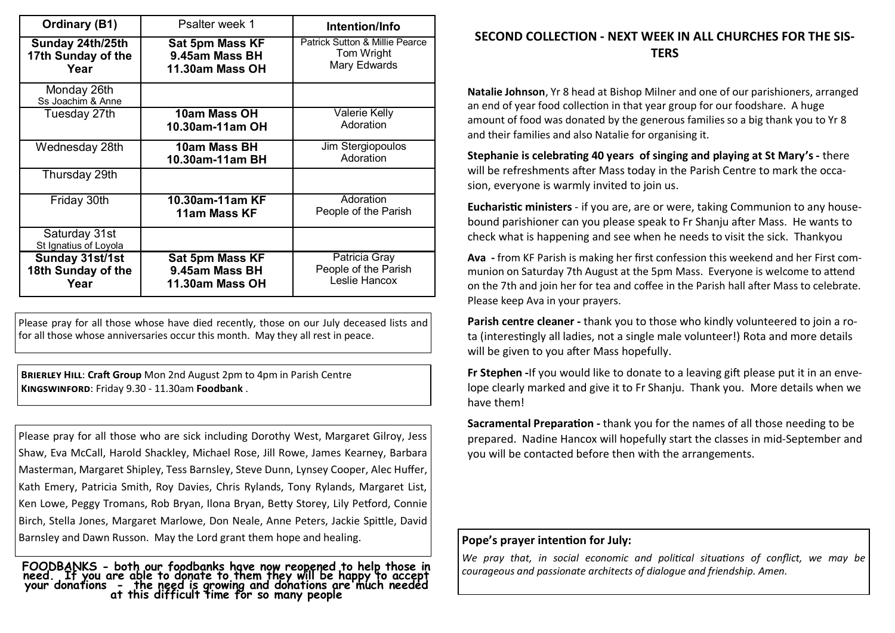| Ordinary (B1) | Psalter week 1 | Intention/Info |
|---|---|---|
| **Sunday 24th/25th 17th Sunday of the Year** | **Sat 5pm Mass KF 9.45am Mass BH 11.30am Mass OH** | Patrick Sutton & Millie Pearce Tom Wright Mary Edwards |
| Monday 26th Ss Joachim & Anne | | |
| Tuesday 27th | **10am Mass OH 10.30am-11am OH** | Valerie Kelly Adoration |
| Wednesday 28th | **10am Mass BH 10.30am-11am BH** | Jim Stergiopoulos Adoration |
| Thursday 29th | | |
| Friday 30th | **10.30am-11am KF 11am Mass KF** | Adoration People of the Parish |
| Saturday 31st St Ignatius of Loyola | | |
| **Sunday 31st/1st 18th Sunday of the Year** | **Sat 5pm Mass KF 9.45am Mass BH 11.30am Mass OH** | Patricia Gray People of the Parish Leslie Hancox |

Please pray for all those whose have died recently, those on our July deceased lists and for all those whose anniversaries occur this month. May they all rest in peace.

**Brierley Hill**: **Craft Group** Mon 2nd August 2pm to 4pm in Parish Centre
**Kingswinford**: Friday 9.30 - 11.30am **Foodbank** .

Please pray for all those who are sick including Dorothy West, Margaret Gilroy, Jess Shaw, Eva McCall, Harold Shackley, Michael Rose, Jill Rowe, James Kearney, Barbara Masterman, Margaret Shipley, Tess Barnsley, Steve Dunn, Lynsey Cooper, Alec Huffer, Kath Emery, Patricia Smith, Roy Davies, Chris Rylands, Tony Rylands, Margaret List, Ken Lowe, Peggy Tromans, Rob Bryan, Ilona Bryan, Betty Storey, Lily Petford, Connie Birch, Stella Jones, Margaret Marlowe, Don Neale, Anne Peters, Jackie Spittle, David Barnsley and Dawn Russon. May the Lord grant them hope and healing.

**FOODBANKS - both our foodbanks have now reopened to help those in need. If you are able to donate to them they will be happy to accept your donations - the need is growing and donations are much needed at this difficult time for so many people**

## SECOND COLLECTION - NEXT WEEK IN ALL CHURCHES FOR THE SISTERS

**Natalie Johnson**, Yr 8 head at Bishop Milner and one of our parishioners, arranged an end of year food collection in that year group for our foodshare. A huge amount of food was donated by the generous families so a big thank you to Yr 8 and their families and also Natalie for organising it.

**Stephanie is celebrating 40 years of singing and playing at St Mary's -** there will be refreshments after Mass today in the Parish Centre to mark the occasion, everyone is warmly invited to join us.

**Eucharistic ministers** - if you are, are or were, taking Communion to any housebound parishioner can you please speak to Fr Shanju after Mass. He wants to check what is happening and see when he needs to visit the sick. Thankyou

**Ava -** from KF Parish is making her first confession this weekend and her First communion on Saturday 7th August at the 5pm Mass. Everyone is welcome to attend on the 7th and join her for tea and coffee in the Parish hall after Mass to celebrate. Please keep Ava in your prayers.

**Parish centre cleaner -** thank you to those who kindly volunteered to join a rota (interestingly all ladies, not a single male volunteer!) Rota and more details will be given to you after Mass hopefully.

**Fr Stephen -**If you would like to donate to a leaving gift please put it in an envelope clearly marked and give it to Fr Shanju. Thank you. More details when we have them!

**Sacramental Preparation -** thank you for the names of all those needing to be prepared. Nadine Hancox will hopefully start the classes in mid-September and you will be contacted before then with the arrangements.

**Pope's prayer intention for July:**

*We pray that, in social economic and political situations of conflict, we may be courageous and passionate architects of dialogue and friendship. Amen.*